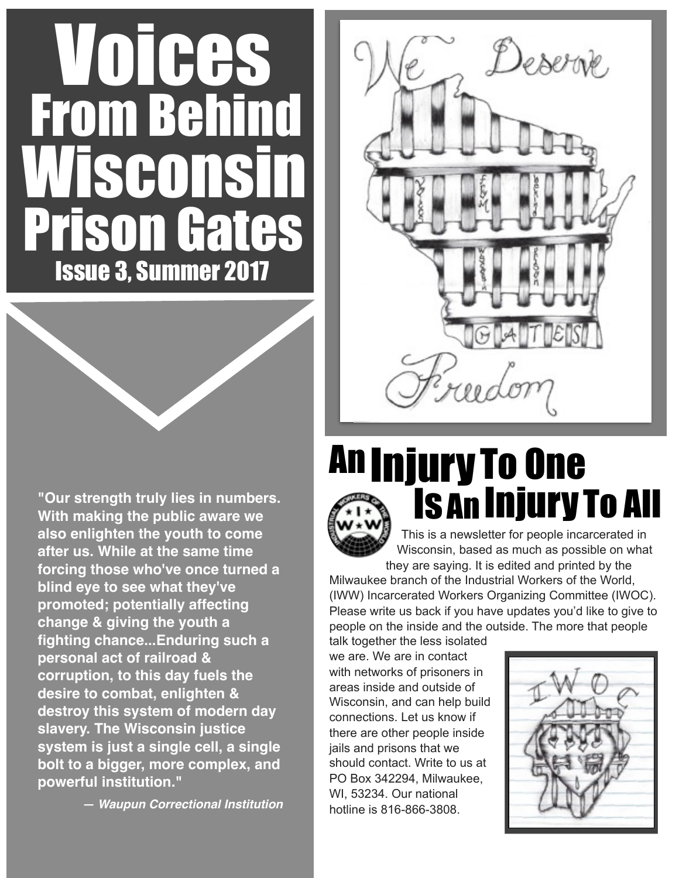# Voices From Behind Wisconsin Prison Gates

## Issue 3, Summer 2017

**"Our strength truly lies in numbers. With making the public aware we also enlighten the youth to come after us. While at the same time forcing those who've once turned a blind eye to see what they've promoted; potentially affecting change & giving the youth a fighting chance...Enduring such a personal act of railroad & corruption, to this day fuels the desire to combat, enlighten & destroy this system of modern day slavery. The Wisconsin justice system is just a single cell, a single bolt to a bigger, more complex, and powerful institution."**

***— Waupun Correctional Institution***

## An Injury To One Is An Injury To All

This is a newsletter for people incarcerated in Wisconsin, based as much as possible on what they are saying. It is edited and printed by the Milwaukee branch of the Industrial Workers of the World, (IWW) Incarcerated Workers Organizing Committee (IWOC). Please write us back if you have updates you'd like to give to people on the inside and the outside. The more that people talk together the less isolated we are. We are in contact with networks of prisoners in areas inside and outside of Wisconsin, and can help build connections. Let us know if there are other people inside jails and prisons that we should contact. Write to us at PO Box 342294, Milwaukee, WI, 53234. Our national hotline is 816-866-3808.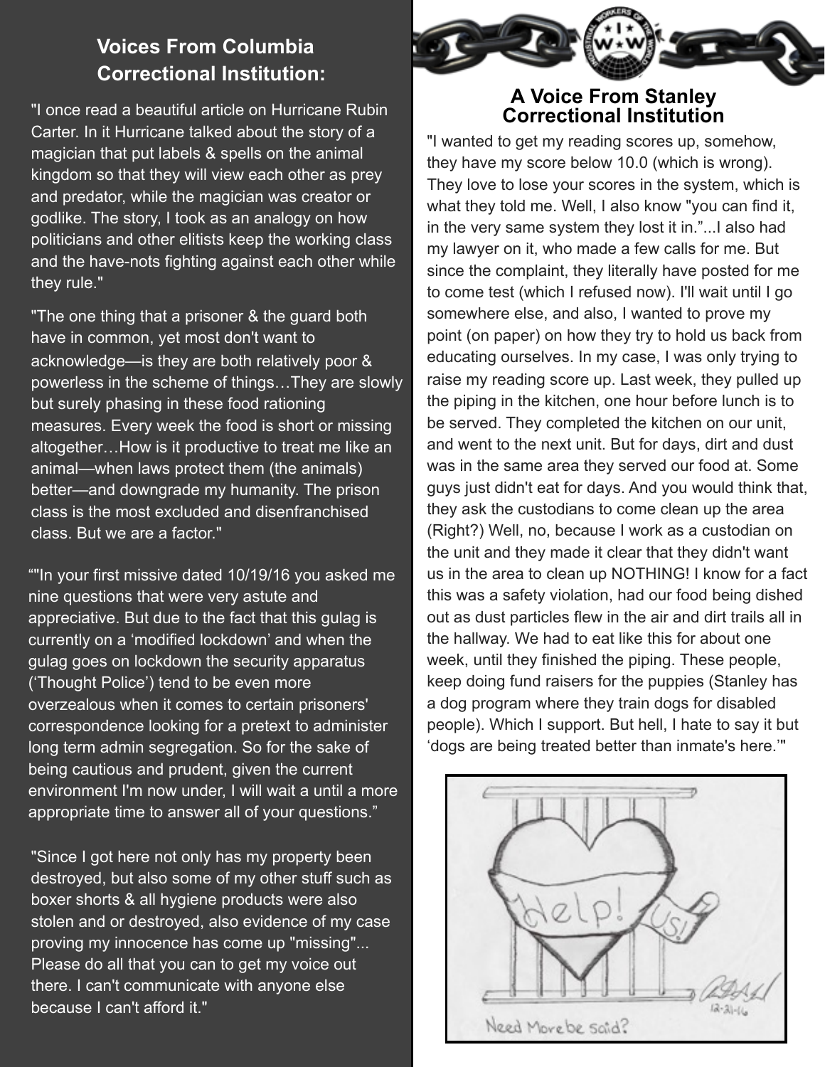### Voices From Columbia Correctional Institution:

"I once read a beautiful article on Hurricane Rubin Carter. In it Hurricane talked about the story of a magician that put labels & spells on the animal kingdom so that they will view each other as prey and predator, while the magician was creator or godlike. The story, I took as an analogy on how politicians and other elitists keep the working class and the have-nots fighting against each other while they rule."

"The one thing that a prisoner & the guard both have in common, yet most don't want to acknowledge—is they are both relatively poor & powerless in the scheme of things…They are slowly but surely phasing in these food rationing measures. Every week the food is short or missing altogether…How is it productive to treat me like an animal—when laws protect them (the animals) better—and downgrade my humanity. The prison class is the most excluded and disenfranchised class. But we are a factor."

“"In your first missive dated 10/19/16 you asked me nine questions that were very astute and appreciative. But due to the fact that this gulag is currently on a ‘modified lockdown’ and when the gulag goes on lockdown the security apparatus (‘Thought Police’) tend to be even more overzealous when it comes to certain prisoners' correspondence looking for a pretext to administer long term admin segregation. So for the sake of being cautious and prudent, given the current environment I'm now under, I will wait a until a more appropriate time to answer all of your questions.”

"Since I got here not only has my property been destroyed, but also some of my other stuff such as boxer shorts & all hygiene products were also stolen and or destroyed, also evidence of my case proving my innocence has come up "missing"... Please do all that you can to get my voice out there. I can't communicate with anyone else because I can't afford it."

### A Voice From Stanley Correctional Institution

"I wanted to get my reading scores up, somehow, they have my score below 10.0 (which is wrong). They love to lose your scores in the system, which is what they told me. Well, I also know "you can find it, in the very same system they lost it in.”...I also had my lawyer on it, who made a few calls for me. But since the complaint, they literally have posted for me to come test (which I refused now). I'll wait until I go somewhere else, and also, I wanted to prove my point (on paper) on how they try to hold us back from educating ourselves. In my case, I was only trying to raise my reading score up. Last week, they pulled up the piping in the kitchen, one hour before lunch is to be served. They completed the kitchen on our unit, and went to the next unit. But for days, dirt and dust was in the same area they served our food at. Some guys just didn't eat for days. And you would think that, they ask the custodians to come clean up the area (Right?) Well, no, because I work as a custodian on the unit and they made it clear that they didn't want us in the area to clean up NOTHING! I know for a fact this was a safety violation, had our food being dished out as dust particles flew in the air and dirt trails all in the hallway. We had to eat like this for about one week, until they finished the piping. These people, keep doing fund raisers for the puppies (Stanley has a dog program where they train dogs for disabled people). Which I support. But hell, I hate to say it but ‘dogs are being treated better than inmate's here.’"

Help! Us!

12-21-16

Need More be said?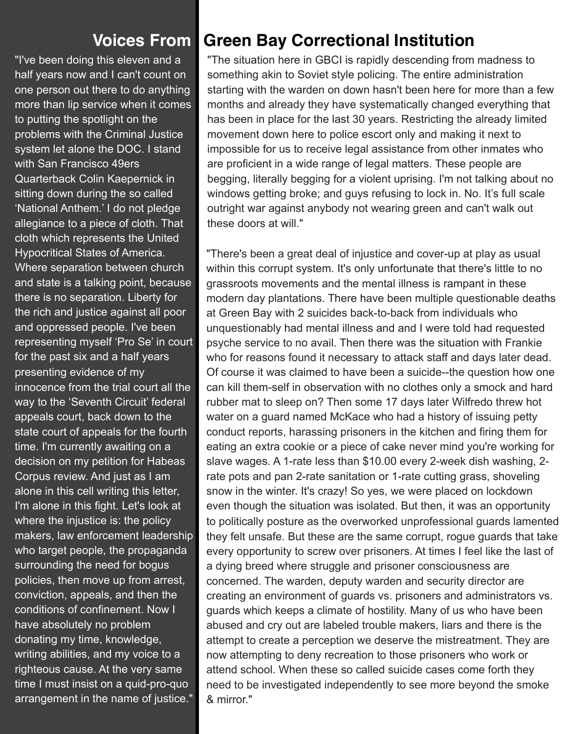# Voices From Green Bay Correctional Institution

"I've been doing this eleven and a half years now and I can't count on one person out there to do anything more than lip service when it comes to putting the spotlight on the problems with the Criminal Justice system let alone the DOC. I stand with San Francisco 49ers Quarterback Colin Kaepernick in sitting down during the so called 'National Anthem.' I do not pledge allegiance to a piece of cloth. That cloth which represents the United Hypocritical States of America. Where separation between church and state is a talking point, because there is no separation. Liberty for the rich and justice against all poor and oppressed people. I've been representing myself 'Pro Se' in court for the past six and a half years presenting evidence of my innocence from the trial court all the way to the 'Seventh Circuit' federal appeals court, back down to the state court of appeals for the fourth time. I'm currently awaiting on a decision on my petition for Habeas Corpus review. And just as I am alone in this cell writing this letter, I'm alone in this fight. Let's look at where the injustice is: the policy makers, law enforcement leadership who target people, the propaganda surrounding the need for bogus policies, then move up from arrest, conviction, appeals, and then the conditions of confinement. Now I have absolutely no problem donating my time, knowledge, writing abilities, and my voice to a righteous cause. At the very same time I must insist on a quid-pro-quo arrangement in the name of justice."

"The situation here in GBCI is rapidly descending from madness to something akin to Soviet style policing. The entire administration starting with the warden on down hasn't been here for more than a few months and already they have systematically changed everything that has been in place for the last 30 years. Restricting the already limited movement down here to police escort only and making it next to impossible for us to receive legal assistance from other inmates who are proficient in a wide range of legal matters. These people are begging, literally begging for a violent uprising. I'm not talking about no windows getting broke; and guys refusing to lock in. No. It's full scale outright war against anybody not wearing green and can't walk out these doors at will."

"There's been a great deal of injustice and cover-up at play as usual within this corrupt system. It's only unfortunate that there's little to no grassroots movements and the mental illness is rampant in these modern day plantations. There have been multiple questionable deaths at Green Bay with 2 suicides back-to-back from individuals who unquestionably had mental illness and and I were told had requested psyche service to no avail. Then there was the situation with Frankie who for reasons found it necessary to attack staff and days later dead. Of course it was claimed to have been a suicide--the question how one can kill them-self in observation with no clothes only a smock and hard rubber mat to sleep on? Then some 17 days later Wilfredo threw hot water on a guard named McKace who had a history of issuing petty conduct reports, harassing prisoners in the kitchen and firing them for eating an extra cookie or a piece of cake never mind you're working for slave wages. A 1-rate less than $10.00 every 2-week dish washing, 2-rate pots and pan 2-rate sanitation or 1-rate cutting grass, shoveling snow in the winter. It's crazy! So yes, we were placed on lockdown even though the situation was isolated. But then, it was an opportunity to politically posture as the overworked unprofessional guards lamented they felt unsafe. But these are the same corrupt, rogue guards that take every opportunity to screw over prisoners. At times I feel like the last of a dying breed where struggle and prisoner consciousness are concerned. The warden, deputy warden and security director are creating an environment of guards vs. prisoners and administrators vs. guards which keeps a climate of hostility. Many of us who have been abused and cry out are labeled trouble makers, liars and there is the attempt to create a perception we deserve the mistreatment. They are now attempting to deny recreation to those prisoners who work or attend school. When these so called suicide cases come forth they need to be investigated independently to see more beyond the smoke & mirror."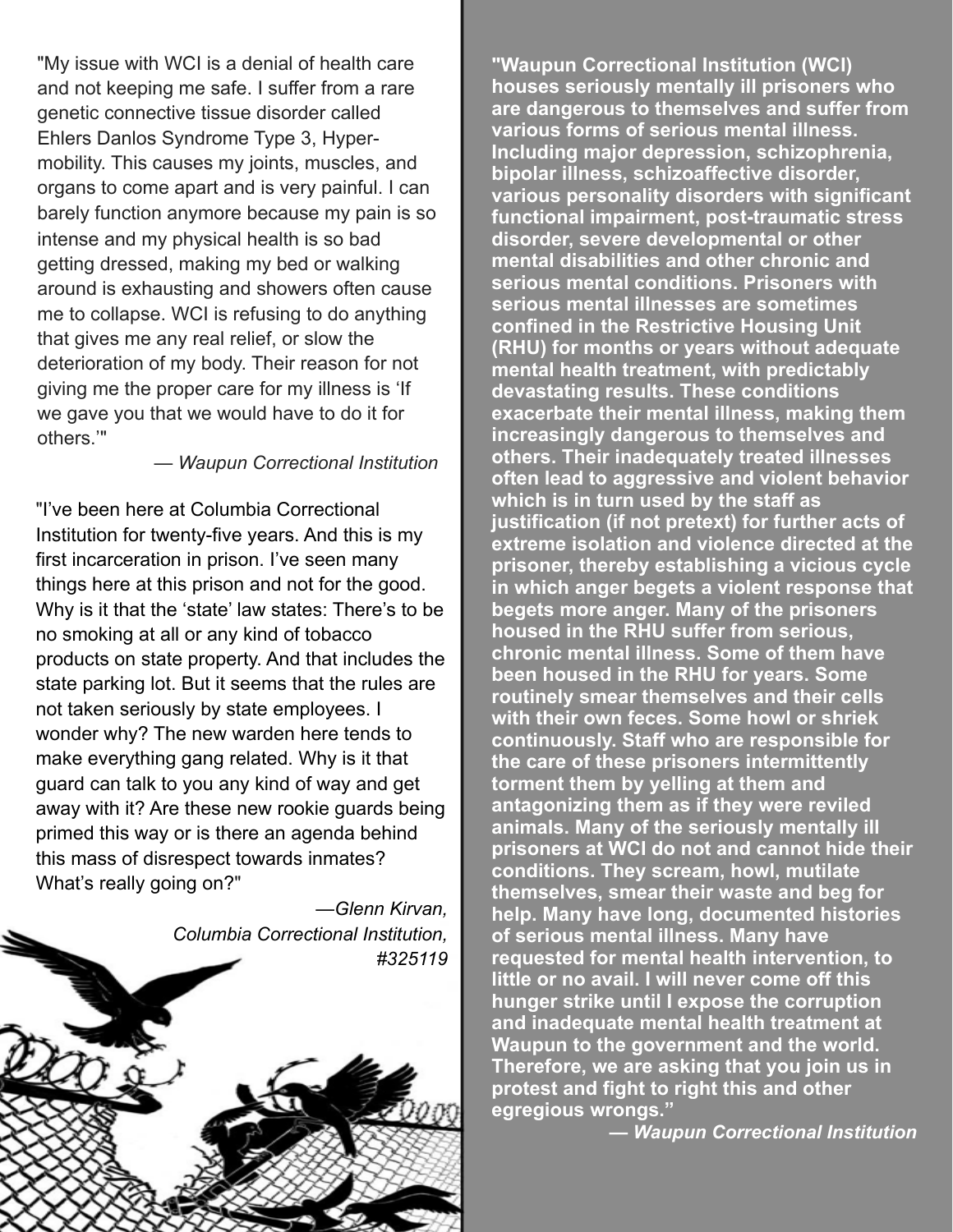"My issue with WCI is a denial of health care and not keeping me safe. I suffer from a rare genetic connective tissue disorder called Ehlers Danlos Syndrome Type 3, Hyper-mobility. This causes my joints, muscles, and organs to come apart and is very painful. I can barely function anymore because my pain is so intense and my physical health is so bad getting dressed, making my bed or walking around is exhausting and showers often cause me to collapse. WCI is refusing to do anything that gives me any real relief, or slow the deterioration of my body. Their reason for not giving me the proper care for my illness is 'If we gave you that we would have to do it for others.'"

*— Waupun Correctional Institution*

"I've been here at Columbia Correctional Institution for twenty-five years. And this is my first incarceration in prison. I've seen many things here at this prison and not for the good. Why is it that the 'state' law states: There's to be no smoking at all or any kind of tobacco products on state property. And that includes the state parking lot. But it seems that the rules are not taken seriously by state employees. I wonder why? The new warden here tends to make everything gang related. Why is it that guard can talk to you any kind of way and get away with it? Are these new rookie guards being primed this way or is there an agenda behind this mass of disrespect towards inmates? What's really going on?"

*—Glenn Kirvan,*
*Columbia Correctional Institution,*
*#325119*

**"Waupun Correctional Institution (WCI) houses seriously mentally ill prisoners who are dangerous to themselves and suffer from various forms of serious mental illness. Including major depression, schizophrenia, bipolar illness, schizoaffective disorder, various personality disorders with significant functional impairment, post-traumatic stress disorder, severe developmental or other mental disabilities and other chronic and serious mental conditions. Prisoners with serious mental illnesses are sometimes confined in the Restrictive Housing Unit (RHU) for months or years without adequate mental health treatment, with predictably devastating results. These conditions exacerbate their mental illness, making them increasingly dangerous to themselves and others. Their inadequately treated illnesses often lead to aggressive and violent behavior which is in turn used by the staff as justification (if not pretext) for further acts of extreme isolation and violence directed at the prisoner, thereby establishing a vicious cycle in which anger begets a violent response that begets more anger. Many of the prisoners housed in the RHU suffer from serious, chronic mental illness. Some of them have been housed in the RHU for years. Some routinely smear themselves and their cells with their own feces. Some howl or shriek continuously. Staff who are responsible for the care of these prisoners intermittently torment them by yelling at them and antagonizing them as if they were reviled animals. Many of the seriously mentally ill prisoners at WCI do not and cannot hide their conditions. They scream, howl, mutilate themselves, smear their waste and beg for help. Many have long, documented histories of serious mental illness. Many have requested for mental health intervention, to little or no avail. I will never come off this hunger strike until I expose the corruption and inadequate mental health treatment at Waupun to the government and the world. Therefore, we are asking that you join us in protest and fight to right this and other egregious wrongs."**

***— Waupun Correctional Institution***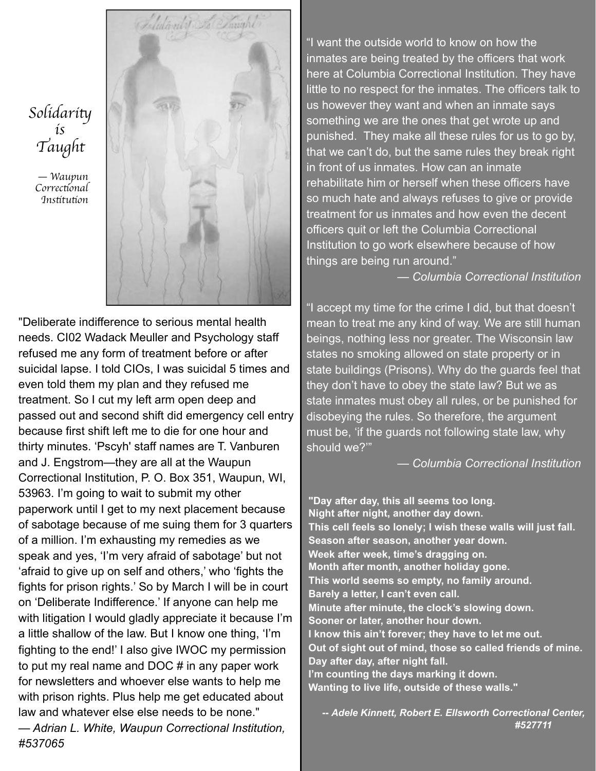*Solidarity is Taught*

*— Waupun Correctional Institution*

"Deliberate indifference to serious mental health needs. CI02 Wadack Meuller and Psychology staff refused me any form of treatment before or after suicidal lapse. I told CIOs, I was suicidal 5 times and even told them my plan and they refused me treatment. So I cut my left arm open deep and passed out and second shift did emergency cell entry because first shift left me to die for one hour and thirty minutes. 'Pscyh' staff names are T. Vanburen and J. Engstrom—they are all at the Waupun Correctional Institution, P. O. Box 351, Waupun, WI, 53963. I'm going to wait to submit my other paperwork until I get to my next placement because of sabotage because of me suing them for 3 quarters of a million. I'm exhausting my remedies as we speak and yes, 'I'm very afraid of sabotage' but not 'afraid to give up on self and others,' who 'fights the fights for prison rights.' So by March I will be in court on 'Deliberate Indifference.' If anyone can help me with litigation I would gladly appreciate it because I'm a little shallow of the law. But I know one thing, 'I'm fighting to the end!' I also give IWOC my permission to put my real name and DOC # in any paper work for newsletters and whoever else wants to help me with prison rights. Plus help me get educated about law and whatever else else needs to be none."
*— Adrian L. White, Waupun Correctional Institution, #537065*

"I want the outside world to know on how the inmates are being treated by the officers that work here at Columbia Correctional Institution. They have little to no respect for the inmates. The officers talk to us however they want and when an inmate says something we are the ones that get wrote up and punished. They make all these rules for us to go by, that we can't do, but the same rules they break right in front of us inmates. How can an inmate rehabilitate him or herself when these officers have so much hate and always refuses to give or provide treatment for us inmates and how even the decent officers quit or left the Columbia Correctional Institution to go work elsewhere because of how things are being run around."

*— Columbia Correctional Institution*

"I accept my time for the crime I did, but that doesn't mean to treat me any kind of way. We are still human beings, nothing less nor greater. The Wisconsin law states no smoking allowed on state property or in state buildings (Prisons). Why do the guards feel that they don't have to obey the state law? But we as state inmates must obey all rules, or be punished for disobeying the rules. So therefore, the argument must be, 'if the guards not following state law, why should we?'"

*— Columbia Correctional Institution*

**"Day after day, this all seems too long.**
**Night after night, another day down.**
**This cell feels so lonely; I wish these walls will just fall.**
**Season after season, another year down.**
**Week after week, time's dragging on.**
**Month after month, another holiday gone.**
**This world seems so empty, no family around.**
**Barely a letter, I can't even call.**
**Minute after minute, the clock's slowing down.**
**Sooner or later, another hour down.**
**I know this ain't forever; they have to let me out.**
**Out of sight out of mind, those so called friends of mine.**
**Day after day, after night fall.**
**I'm counting the days marking it down.**
**Wanting to live life, outside of these walls."**

***-- Adele Kinnett, Robert E. Ellsworth Correctional Center, #527711***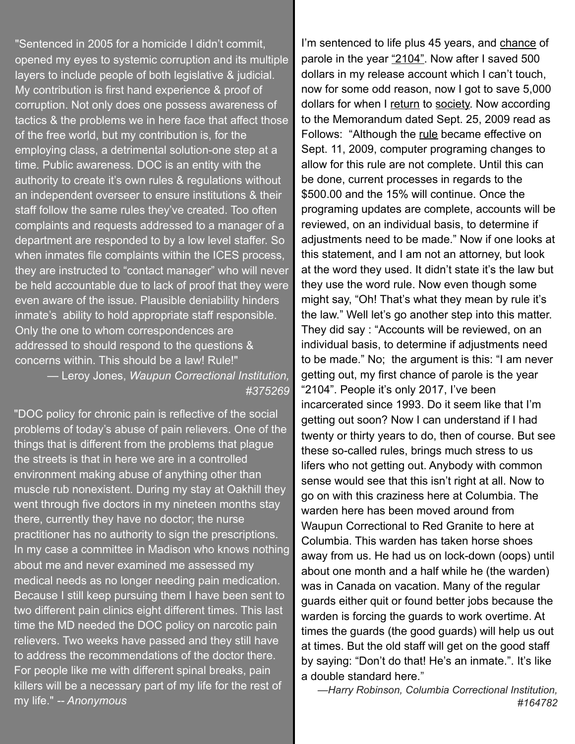"Sentenced in 2005 for a homicide I didn't commit, opened my eyes to systemic corruption and its multiple layers to include people of both legislative & judicial. My contribution is first hand experience & proof of corruption. Not only does one possess awareness of tactics & the problems we in here face that affect those of the free world, but my contribution is, for the employing class, a detrimental solution-one step at a time. Public awareness. DOC is an entity with the authority to create it's own rules & regulations without an independent overseer to ensure institutions & their staff follow the same rules they've created. Too often complaints and requests addressed to a manager of a department are responded to by a low level staffer. So when inmates file complaints within the ICES process, they are instructed to "contact manager" who will never be held accountable due to lack of proof that they were even aware of the issue. Plausible deniability hinders inmate's ability to hold appropriate staff responsible. Only the one to whom correspondences are addressed to should respond to the questions & concerns within. This should be a law! Rule!"

— Leroy Jones, *Waupun Correctional Institution, #375269*

"DOC policy for chronic pain is reflective of the social problems of today's abuse of pain relievers. One of the things that is different from the problems that plague the streets is that in here we are in a controlled environment making abuse of anything other than muscle rub nonexistent. During my stay at Oakhill they went through five doctors in my nineteen months stay there, currently they have no doctor; the nurse practitioner has no authority to sign the prescriptions. In my case a committee in Madison who knows nothing about me and never examined me assessed my medical needs as no longer needing pain medication. Because I still keep pursuing them I have been sent to two different pain clinics eight different times. This last time the MD needed the DOC policy on narcotic pain relievers. Two weeks have passed and they still have to address the recommendations of the doctor there. For people like me with different spinal breaks, pain killers will be a necessary part of my life for the rest of my life." -- *Anonymous*

I'm sentenced to life plus 45 years, and chance of parole in the year "2104". Now after I saved 500 dollars in my release account which I can't touch, now for some odd reason, now I got to save 5,000 dollars for when I return to society. Now according to the Memorandum dated Sept. 25, 2009 read as Follows: "Although the rule became effective on Sept. 11, 2009, computer programing changes to allow for this rule are not complete. Until this can be done, current processes in regards to the $500.00 and the 15% will continue. Once the programing updates are complete, accounts will be reviewed, on an individual basis, to determine if adjustments need to be made." Now if one looks at this statement, and I am not an attorney, but look at the word they used. It didn't state it's the law but they use the word rule. Now even though some might say, "Oh! That's what they mean by rule it's the law." Well let's go another step into this matter. They did say : "Accounts will be reviewed, on an individual basis, to determine if adjustments need to be made." No; the argument is this: "I am never getting out, my first chance of parole is the year "2104". People it's only 2017, I've been incarcerated since 1993. Do it seem like that I'm getting out soon? Now I can understand if I had twenty or thirty years to do, then of course. But see these so-called rules, brings much stress to us lifers who not getting out. Anybody with common sense would see that this isn't right at all. Now to go on with this craziness here at Columbia. The warden here has been moved around from Waupun Correctional to Red Granite to here at Columbia. This warden has taken horse shoes away from us. He had us on lock-down (oops) until about one month and a half while he (the warden) was in Canada on vacation. Many of the regular guards either quit or found better jobs because the warden is forcing the guards to work overtime. At times the guards (the good guards) will help us out at times. But the old staff will get on the good staff by saying: "Don't do that! He's an inmate.". It's like a double standard here."

*—Harry Robinson, Columbia Correctional Institution, #164782*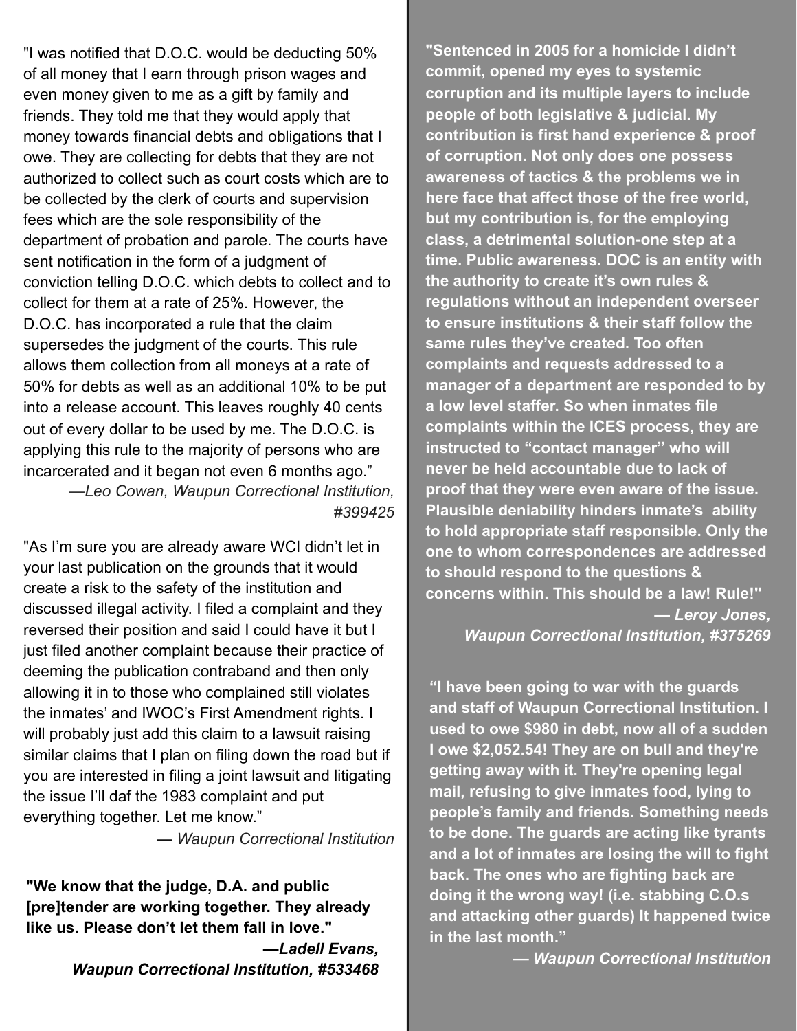"I was notified that D.O.C. would be deducting 50% of all money that I earn through prison wages and even money given to me as a gift by family and friends. They told me that they would apply that money towards financial debts and obligations that I owe. They are collecting for debts that they are not authorized to collect such as court costs which are to be collected by the clerk of courts and supervision fees which are the sole responsibility of the department of probation and parole. The courts have sent notification in the form of a judgment of conviction telling D.O.C. which debts to collect and to collect for them at a rate of 25%. However, the D.O.C. has incorporated a rule that the claim supersedes the judgment of the courts. This rule allows them collection from all moneys at a rate of 50% for debts as well as an additional 10% to be put into a release account. This leaves roughly 40 cents out of every dollar to be used by me. The D.O.C. is applying this rule to the majority of persons who are incarcerated and it began not even 6 months ago."

*—Leo Cowan, Waupun Correctional Institution, #399425*

"As I'm sure you are already aware WCI didn't let in your last publication on the grounds that it would create a risk to the safety of the institution and discussed illegal activity. I filed a complaint and they reversed their position and said I could have it but I just filed another complaint because their practice of deeming the publication contraband and then only allowing it in to those who complained still violates the inmates' and IWOC's First Amendment rights. I will probably just add this claim to a lawsuit raising similar claims that I plan on filing down the road but if you are interested in filing a joint lawsuit and litigating the issue I'll daf the 1983 complaint and put everything together. Let me know."

*— Waupun Correctional Institution*

**"We know that the judge, D.A. and public [pre]tender are working together. They already like us. Please don't let them fall in love."**

***—Ladell Evans, Waupun Correctional Institution, #533468***

**"Sentenced in 2005 for a homicide I didn't commit, opened my eyes to systemic corruption and its multiple layers to include people of both legislative & judicial. My contribution is first hand experience & proof of corruption. Not only does one possess awareness of tactics & the problems we in here face that affect those of the free world, but my contribution is, for the employing class, a detrimental solution-one step at a time. Public awareness. DOC is an entity with the authority to create it's own rules & regulations without an independent overseer to ensure institutions & their staff follow the same rules they've created. Too often complaints and requests addressed to a manager of a department are responded to by a low level staffer. So when inmates file complaints within the ICES process, they are instructed to "contact manager" who will never be held accountable due to lack of proof that they were even aware of the issue. Plausible deniability hinders inmate's ability to hold appropriate staff responsible. Only the one to whom correspondences are addressed to should respond to the questions & concerns within. This should be a law! Rule!"**

***— Leroy Jones, Waupun Correctional Institution, #375269***

**"I have been going to war with the guards and staff of Waupun Correctional Institution. I used to owe $980 in debt, now all of a sudden I owe $2,052.54! They are on bull and they're getting away with it. They're opening legal mail, refusing to give inmates food, lying to people's family and friends. Something needs to be done. The guards are acting like tyrants and a lot of inmates are losing the will to fight back. The ones who are fighting back are doing it the wrong way! (i.e. stabbing C.O.s and attacking other guards) It happened twice in the last month."**

***— Waupun Correctional Institution***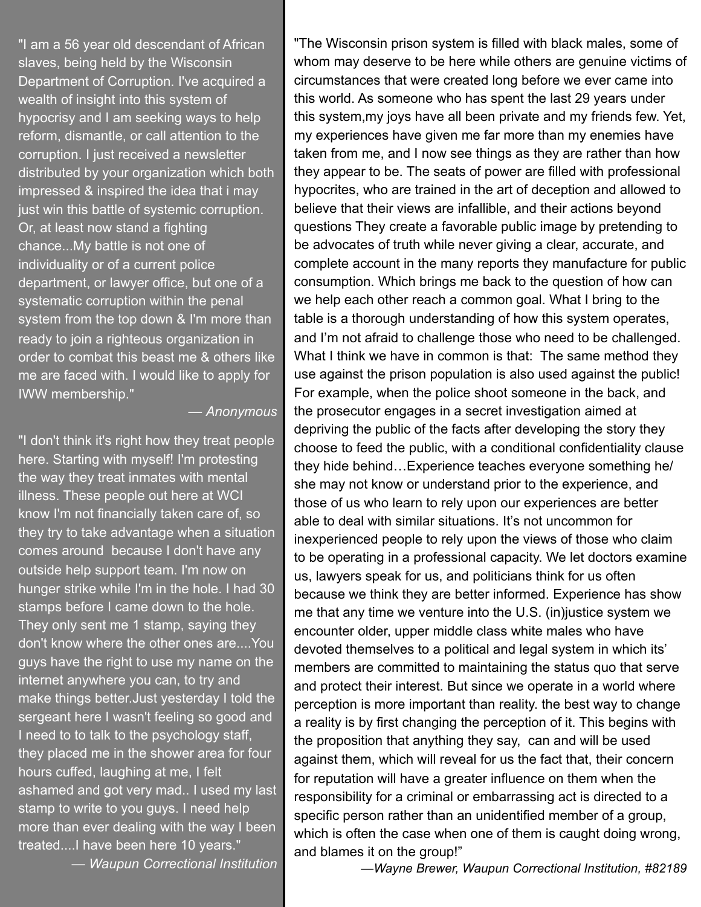"I am a 56 year old descendant of African slaves, being held by the Wisconsin Department of Corruption. I've acquired a wealth of insight into this system of hypocrisy and I am seeking ways to help reform, dismantle, or call attention to the corruption. I just received a newsletter distributed by your organization which both impressed & inspired the idea that i may just win this battle of systemic corruption. Or, at least now stand a fighting chance...My battle is not one of individuality or of a current police department, or lawyer office, but one of a systematic corruption within the penal system from the top down & I'm more than ready to join a righteous organization in order to combat this beast me & others like me are faced with. I would like to apply for IWW membership."

*— Anonymous*

"I don't think it's right how they treat people here. Starting with myself! I'm protesting the way they treat inmates with mental illness. These people out here at WCI know I'm not financially taken care of, so they try to take advantage when a situation comes around because I don't have any outside help support team. I'm now on hunger strike while I'm in the hole. I had 30 stamps before I came down to the hole. They only sent me 1 stamp, saying they don't know where the other ones are....You guys have the right to use my name on the internet anywhere you can, to try and make things better.Just yesterday I told the sergeant here I wasn't feeling so good and I need to to talk to the psychology staff, they placed me in the shower area for four hours cuffed, laughing at me, I felt ashamed and got very mad.. I used my last stamp to write to you guys. I need help more than ever dealing with the way I been treated....I have been here 10 years."

*— Waupun Correctional Institution*

"The Wisconsin prison system is filled with black males, some of whom may deserve to be here while others are genuine victims of circumstances that were created long before we ever came into this world. As someone who has spent the last 29 years under this system,my joys have all been private and my friends few. Yet, my experiences have given me far more than my enemies have taken from me, and I now see things as they are rather than how they appear to be. The seats of power are filled with professional hypocrites, who are trained in the art of deception and allowed to believe that their views are infallible, and their actions beyond questions They create a favorable public image by pretending to be advocates of truth while never giving a clear, accurate, and complete account in the many reports they manufacture for public consumption. Which brings me back to the question of how can we help each other reach a common goal. What I bring to the table is a thorough understanding of how this system operates, and I'm not afraid to challenge those who need to be challenged. What I think we have in common is that: The same method they use against the prison population is also used against the public! For example, when the police shoot someone in the back, and the prosecutor engages in a secret investigation aimed at depriving the public of the facts after developing the story they choose to feed the public, with a conditional confidentiality clause they hide behind…Experience teaches everyone something he/she may not know or understand prior to the experience, and those of us who learn to rely upon our experiences are better able to deal with similar situations. It's not uncommon for inexperienced people to rely upon the views of those who claim to be operating in a professional capacity. We let doctors examine us, lawyers speak for us, and politicians think for us often because we think they are better informed. Experience has show me that any time we venture into the U.S. (in)justice system we encounter older, upper middle class white males who have devoted themselves to a political and legal system in which its' members are committed to maintaining the status quo that serve and protect their interest. But since we operate in a world where perception is more important than reality. the best way to change a reality is by first changing the perception of it. This begins with the proposition that anything they say, can and will be used against them, which will reveal for us the fact that, their concern for reputation will have a greater influence on them when the responsibility for a criminal or embarrassing act is directed to a specific person rather than an unidentified member of a group, which is often the case when one of them is caught doing wrong, and blames it on the group!"

*—Wayne Brewer, Waupun Correctional Institution, #82189*